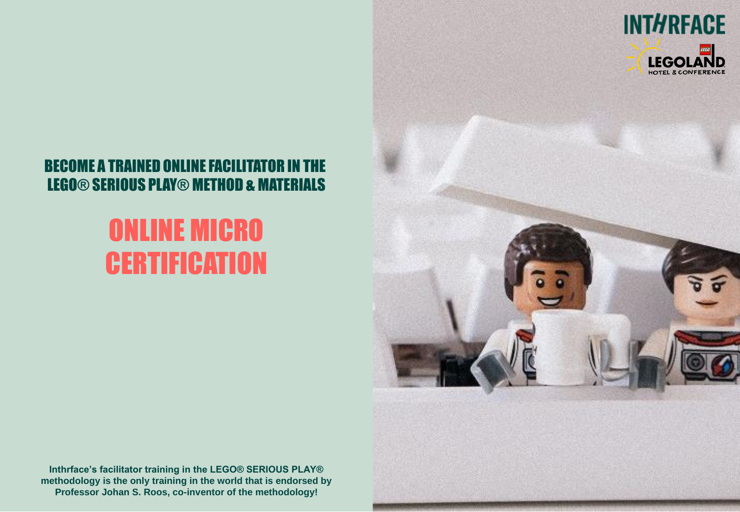# BECOME A TRAINED ONLINE FACILITATOR IN THE LEGO® SERIOUS PLAY® METHOD & MATERIALS

# ONLINE MICRO CERTIFICATION

**Inthrface's facilitator training in the LEGO® SERIOUS PLAY® methodology is the only training in the world that is endorsed by Professor Johan S. Roos, co-inventor of the methodology!**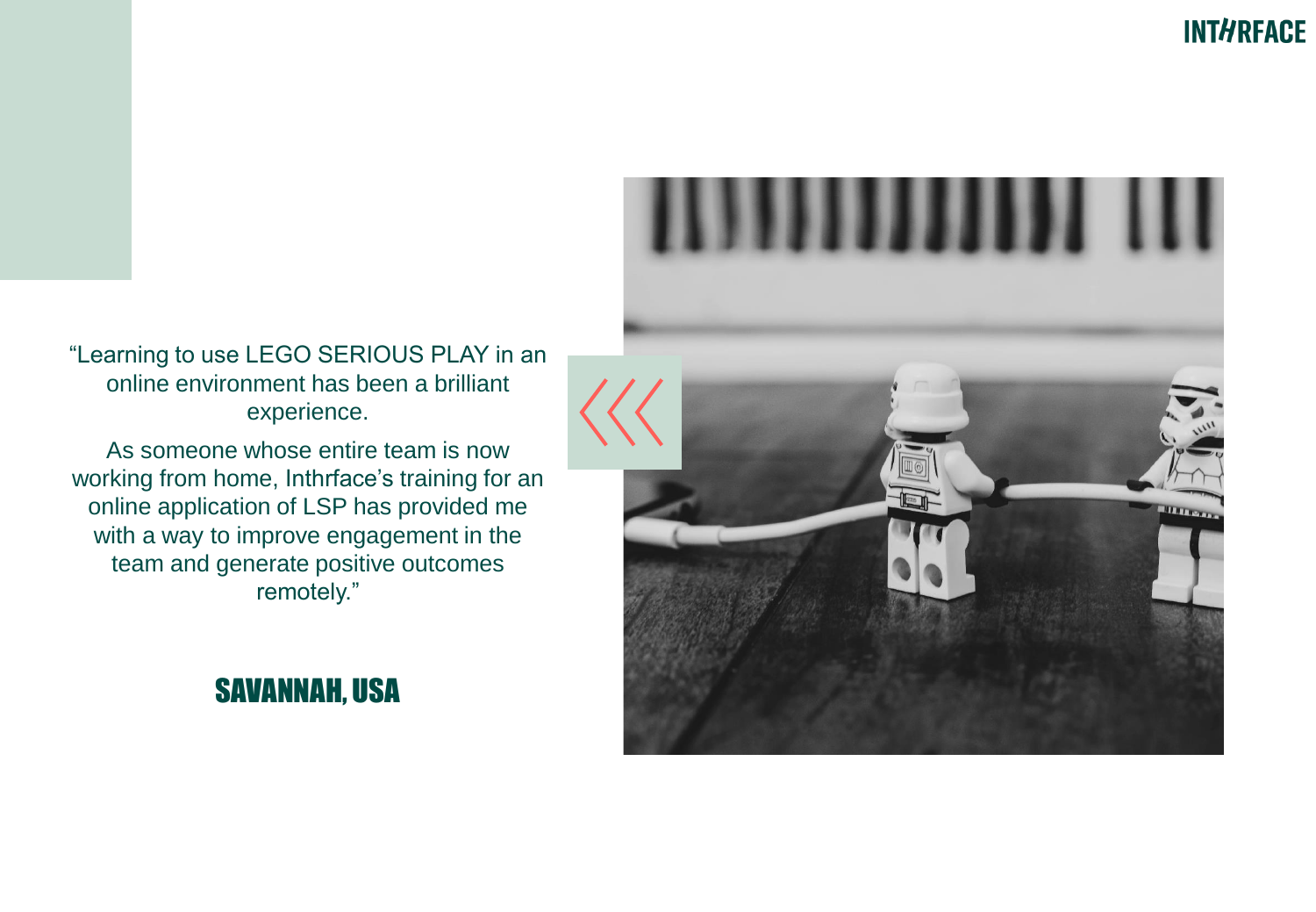"Learning to use LEGO SERIOUS PLAY in an online environment has been a brilliant experience.

As someone whose entire team is now working from home, Inthrface's training for an online application of LSP has provided me with a way to improve engagement in the team and generate positive outcomes remotely."

## SAVANNAH, USA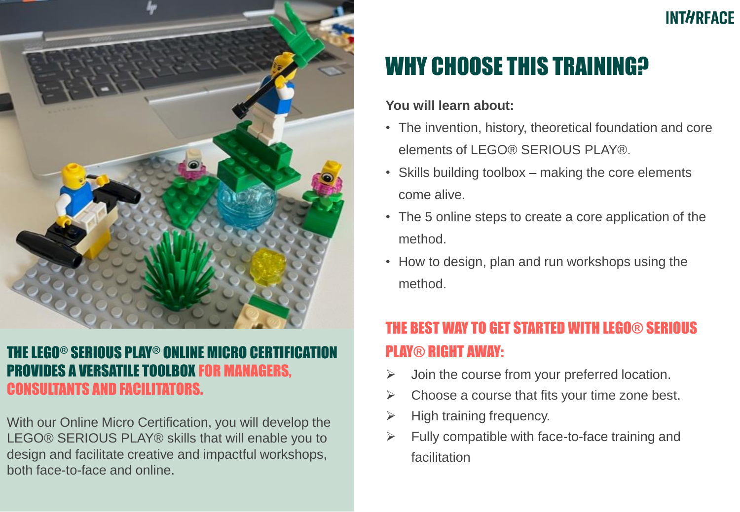## THE LEGO® SERIOUS PLAY® ONLINE MICRO CERTIFICATION PROVIDES A VERSATILE TOOLBOX FOR MANAGERS, CONSULTANTS AND FACILITATORS.

With our Online Micro Certification, you will develop the LEGO® SERIOUS PLAY® skills that will enable you to design and facilitate creative and impactful workshops, both face-to-face and online.

# WHY CHOOSE THIS TRAINING?

**You will learn about:**

- The invention, history, theoretical foundation and core elements of LEGO® SERIOUS PLAY®.
- Skills building toolbox – making the core elements come alive.
- The 5 online steps to create a core application of the method.
- How to design, plan and run workshops using the method.

## THE BEST WAY TO GET STARTED WITH LEGO® SERIOUS PLAY® RIGHT AWAY:

- Join the course from your preferred location.
- Choose a course that fits your time zone best.
- High training frequency.
- Fully compatible with face-to-face training and facilitation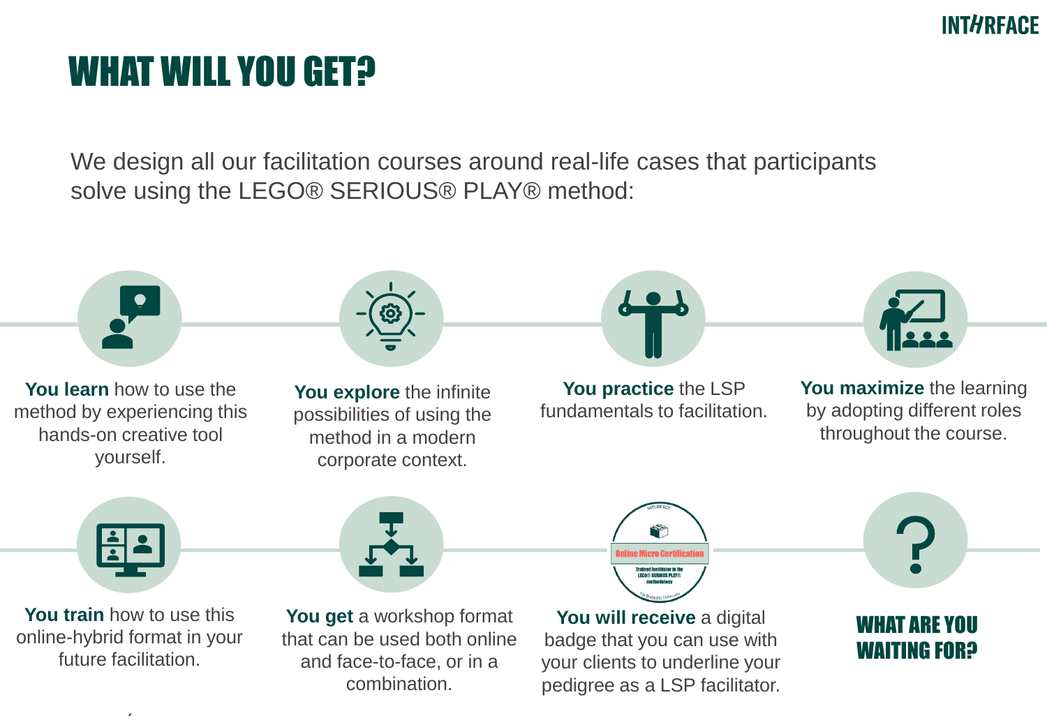# WHAT WILL YOU GET?

We design all our facilitation courses around real-life cases that participants solve using the LEGO® SERIOUS® PLAY® method:

**You learn** how to use the method by experiencing this hands-on creative tool yourself.

**You explore** the infinite possibilities of using the method in a modern corporate context.

**You practice** the LSP fundamentals to facilitation.

**You maximize** the learning by adopting different roles throughout the course.

**You train** how to use this online-hybrid format in your future facilitation.

**You get** a workshop format that can be used both online and face-to-face, or in a combination.

**You will receive** a digital badge that you can use with your clients to underline your pedigree as a LSP facilitator.

## WHAT ARE YOU WAITING FOR?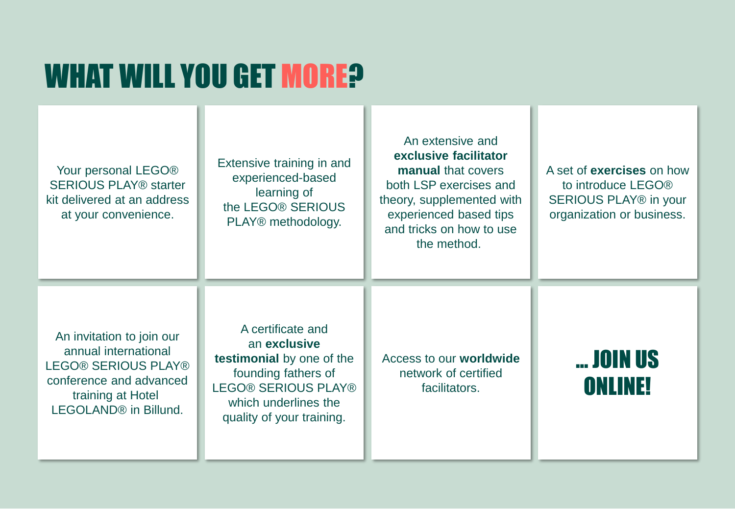# WHAT WILL YOU GET MORE?

Your personal LEGO® SERIOUS PLAY® starter kit delivered at an address at your convenience.

Extensive training in and experienced-based learning of the LEGO® SERIOUS PLAY® methodology.

An extensive and **exclusive facilitator manual** that covers both LSP exercises and theory, supplemented with experienced based tips and tricks on how to use the method.

A set of **exercises** on how to introduce LEGO® SERIOUS PLAY® in your organization or business.

An invitation to join our annual international LEGO® SERIOUS PLAY® conference and advanced training at Hotel LEGOLAND® in Billund.

A certificate and an **exclusive testimonial** by one of the founding fathers of LEGO® SERIOUS PLAY® which underlines the quality of your training.

Access to our **worldwide** network of certified facilitators.

**... JOIN US ONLINE!**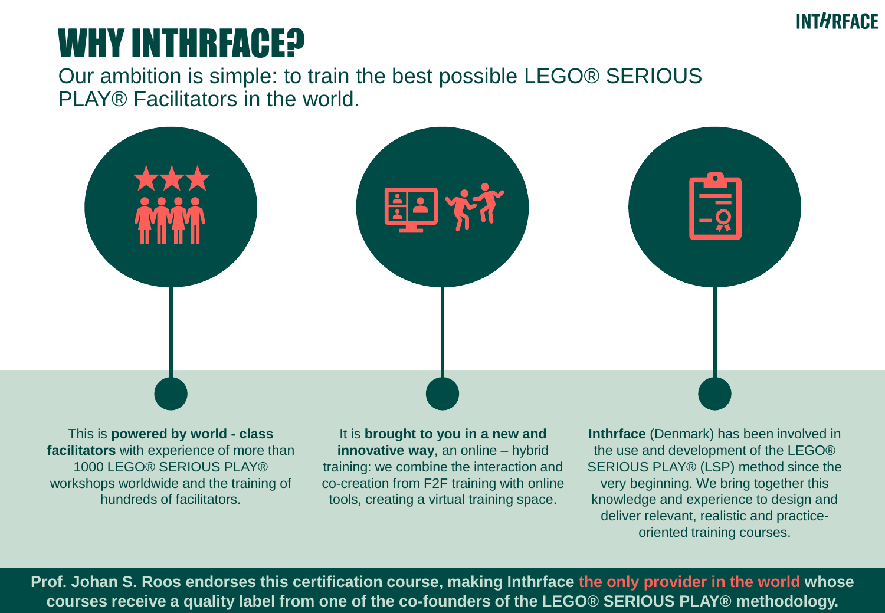# WHY INTHRFACE?

Our ambition is simple: to train the best possible LEGO® SERIOUS PLAY® Facilitators in the world.

This is **powered by world - class facilitators** with experience of more than 1000 LEGO® SERIOUS PLAY® workshops worldwide and the training of hundreds of facilitators.

It is **brought to you in a new and innovative way**, an online – hybrid training: we combine the interaction and co-creation from F2F training with online tools, creating a virtual training space.

**Inthrface** (Denmark) has been involved in the use and development of the LEGO® SERIOUS PLAY® (LSP) method since the very beginning. We bring together this knowledge and experience to design and deliver relevant, realistic and practice-oriented training courses.

**Prof. Johan S. Roos endorses this certification course, making Inthrface the only provider in the world whose courses receive a quality label from one of the co-founders of the LEGO® SERIOUS PLAY® methodology.**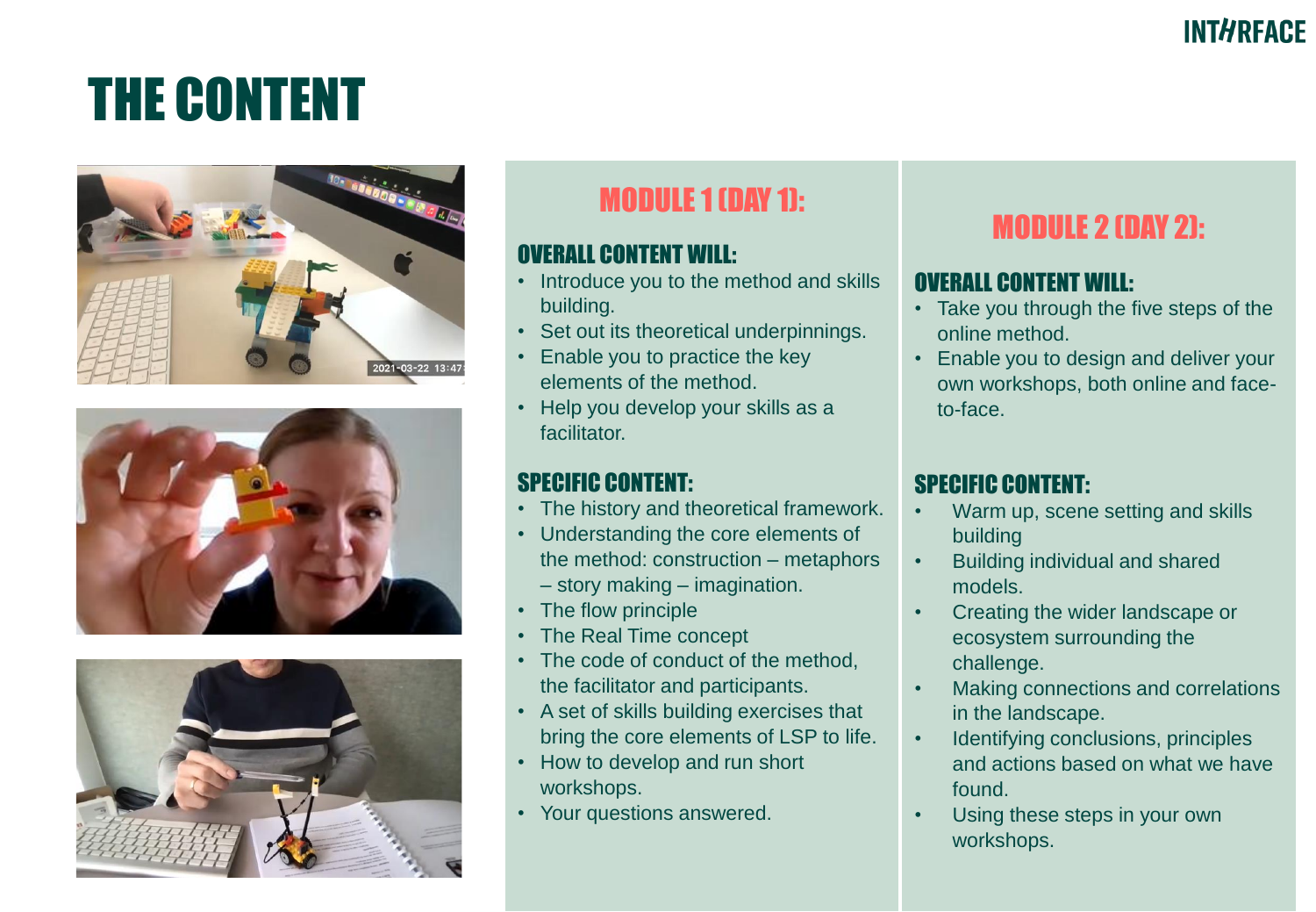# THE CONTENT

## MODULE 1 (DAY 1):

### OVERALL CONTENT WILL:

- Introduce you to the method and skills building.
- Set out its theoretical underpinnings.
- Enable you to practice the key elements of the method.
- Help you develop your skills as a facilitator.

### SPECIFIC CONTENT:

- The history and theoretical framework.
- Understanding the core elements of the method: construction – metaphors – story making – imagination.
- The flow principle
- The Real Time concept
- The code of conduct of the method, the facilitator and participants.
- A set of skills building exercises that bring the core elements of LSP to life.
- How to develop and run short workshops.
- Your questions answered.

## MODULE 2 (DAY 2):

### OVERALL CONTENT WILL:

- Take you through the five steps of the online method.
- Enable you to design and deliver your own workshops, both online and face-to-face.

### SPECIFIC CONTENT:

- Warm up, scene setting and skills building
- Building individual and shared models.
- Creating the wider landscape or ecosystem surrounding the challenge.
- Making connections and correlations in the landscape.
- Identifying conclusions, principles and actions based on what we have found.
- Using these steps in your own workshops.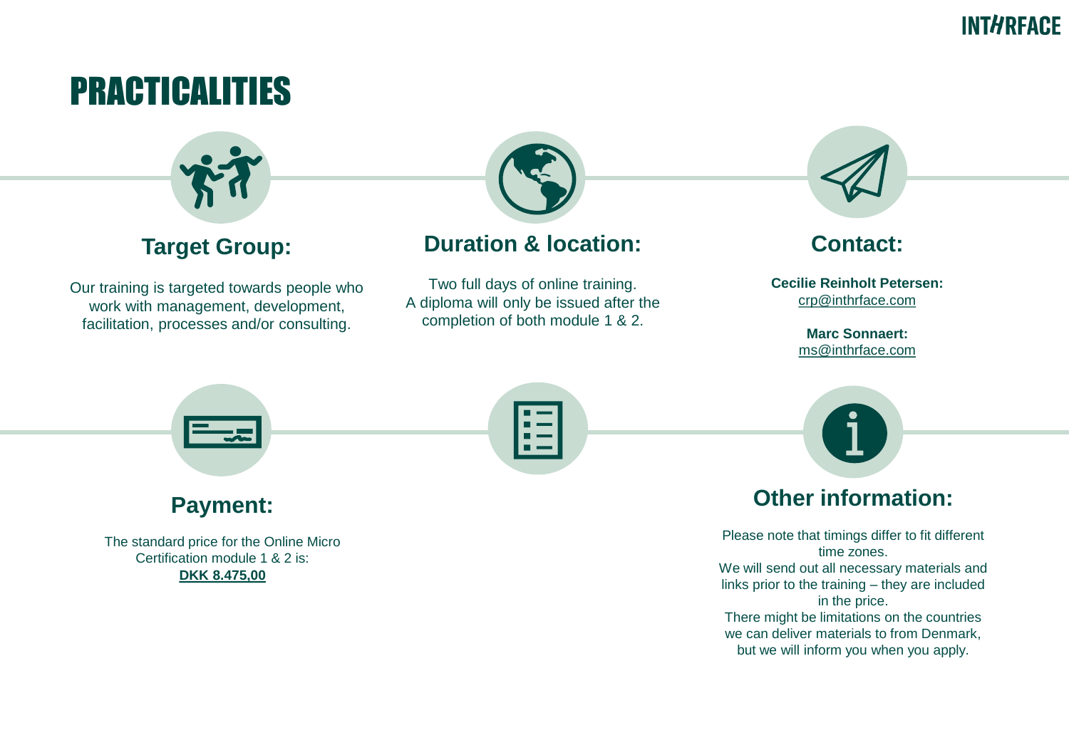# PRACTICALITIES

## Target Group:

Our training is targeted towards people who work with management, development, facilitation, processes and/or consulting.

## Duration & location:

Two full days of online training.
A diploma will only be issued after the completion of both module 1 & 2.

## Contact:

**Cecilie Reinholt Petersen:**
crp@inthrface.com

**Marc Sonnaert:**
ms@inthrface.com

## Payment:

The standard price for the Online Micro Certification module 1 & 2 is:
**DKK 8.475,00**

## Other information:

Please note that timings differ to fit different time zones.
We will send out all necessary materials and links prior to the training – they are included in the price.
There might be limitations on the countries we can deliver materials to from Denmark, but we will inform you when you apply.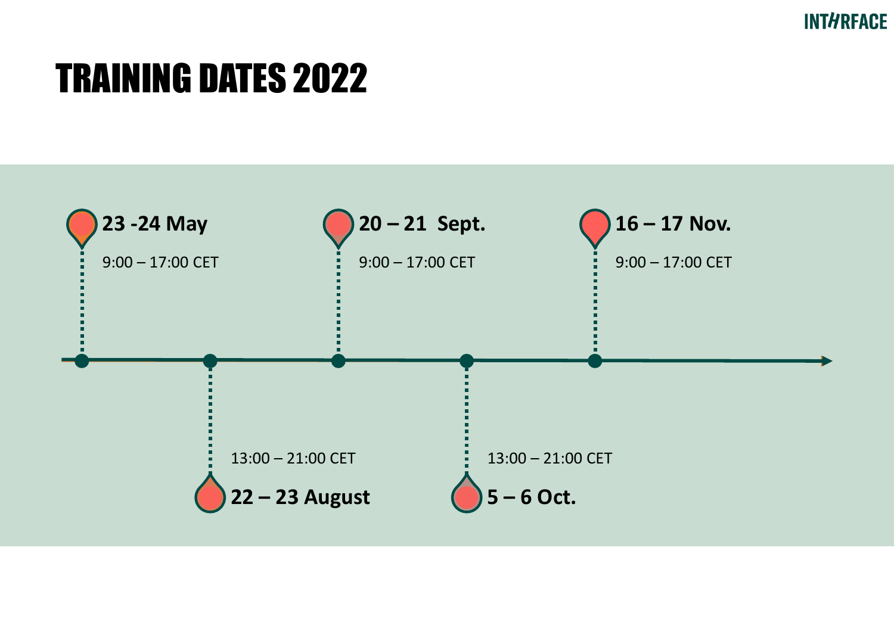# TRAINING DATES 2022

**23 -24 May**

9:00 – 17:00 CET

**22 – 23 August**

13:00 – 21:00 CET

**20 – 21 Sept.**

9:00 – 17:00 CET

**5 – 6 Oct.**

13:00 – 21:00 CET

**16 – 17 Nov.**

9:00 – 17:00 CET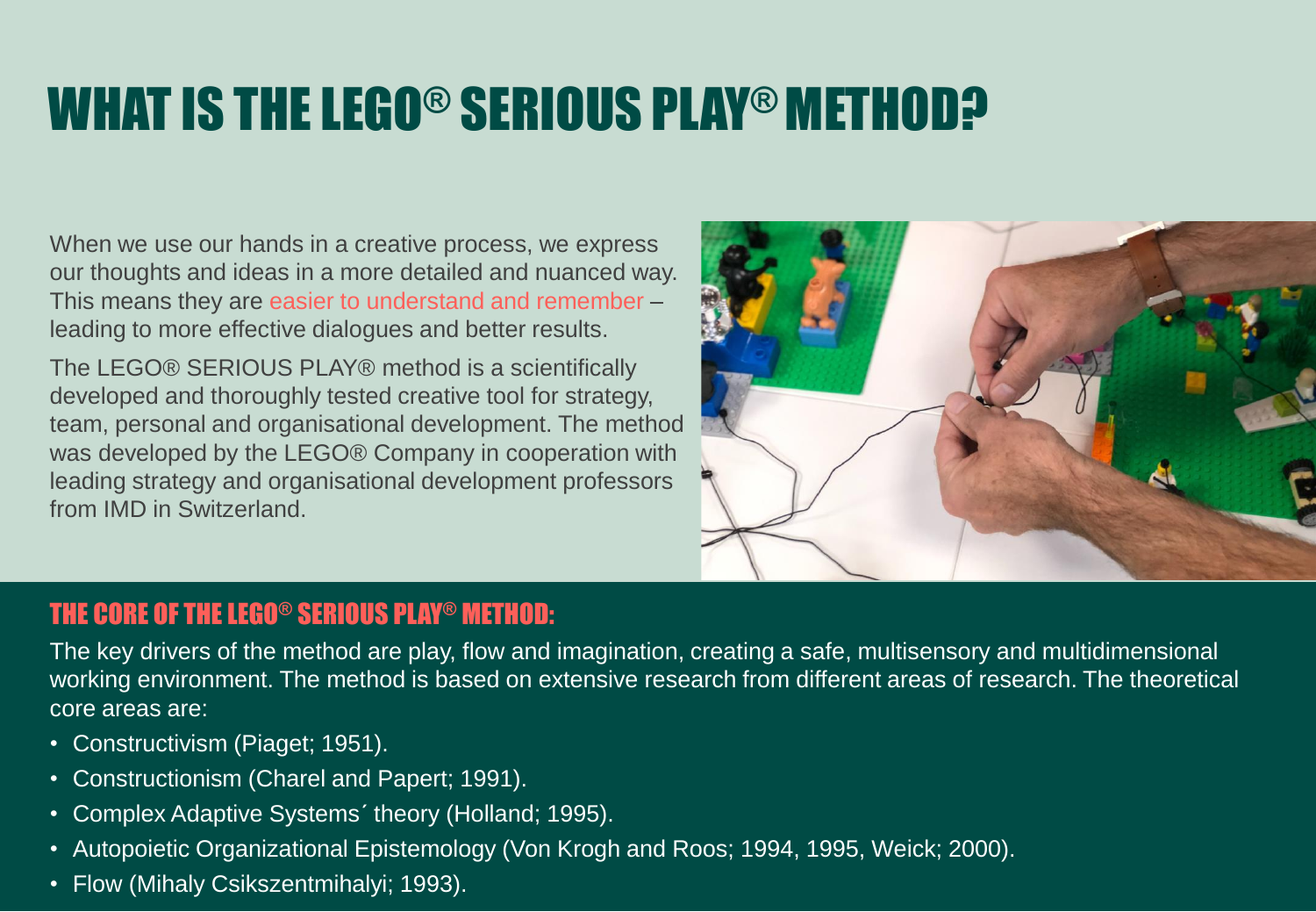# WHAT IS THE LEGO® SERIOUS PLAY® METHOD?

When we use our hands in a creative process, we express our thoughts and ideas in a more detailed and nuanced way. This means they are easier to understand and remember – leading to more effective dialogues and better results.

The LEGO® SERIOUS PLAY® method is a scientifically developed and thoroughly tested creative tool for strategy, team, personal and organisational development. The method was developed by the LEGO® Company in cooperation with leading strategy and organisational development professors from IMD in Switzerland.

## THE CORE OF THE LEGO® SERIOUS PLAY® METHOD:

The key drivers of the method are play, flow and imagination, creating a safe, multisensory and multidimensional working environment. The method is based on extensive research from different areas of research. The theoretical core areas are:

- Constructivism (Piaget; 1951).
- Constructionism (Charel and Papert; 1991).
- Complex Adaptive Systems´ theory (Holland; 1995).
- Autopoietic Organizational Epistemology (Von Krogh and Roos; 1994, 1995, Weick; 2000).
- Flow (Mihaly Csikszentmihalyi; 1993).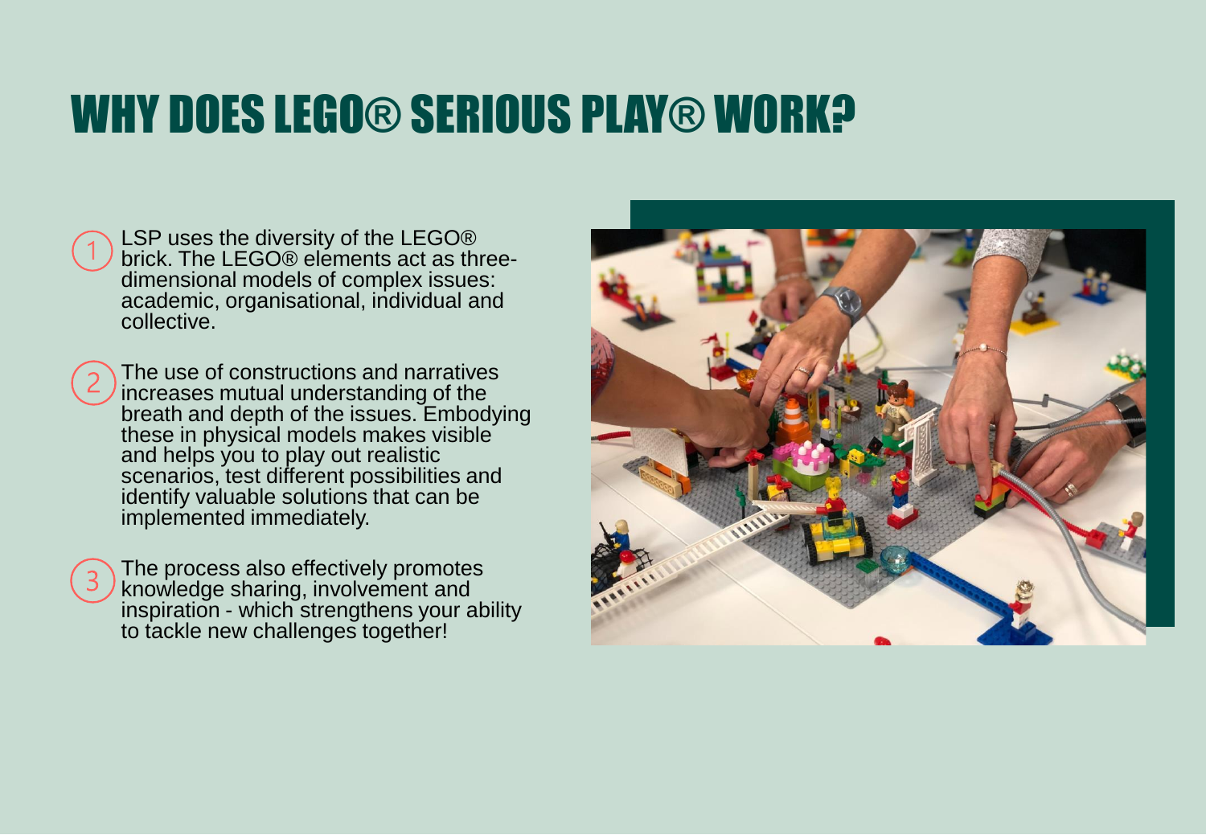# WHY DOES LEGO® SERIOUS PLAY® WORK?

1. LSP uses the diversity of the LEGO® brick. The LEGO® elements act as three-dimensional models of complex issues: academic, organisational, individual and collective.

2. The use of constructions and narratives increases mutual understanding of the breath and depth of the issues. Embodying these in physical models makes visible and helps you to play out realistic scenarios, test different possibilities and identify valuable solutions that can be implemented immediately.

3. The process also effectively promotes knowledge sharing, involvement and inspiration - which strengthens your ability to tackle new challenges together!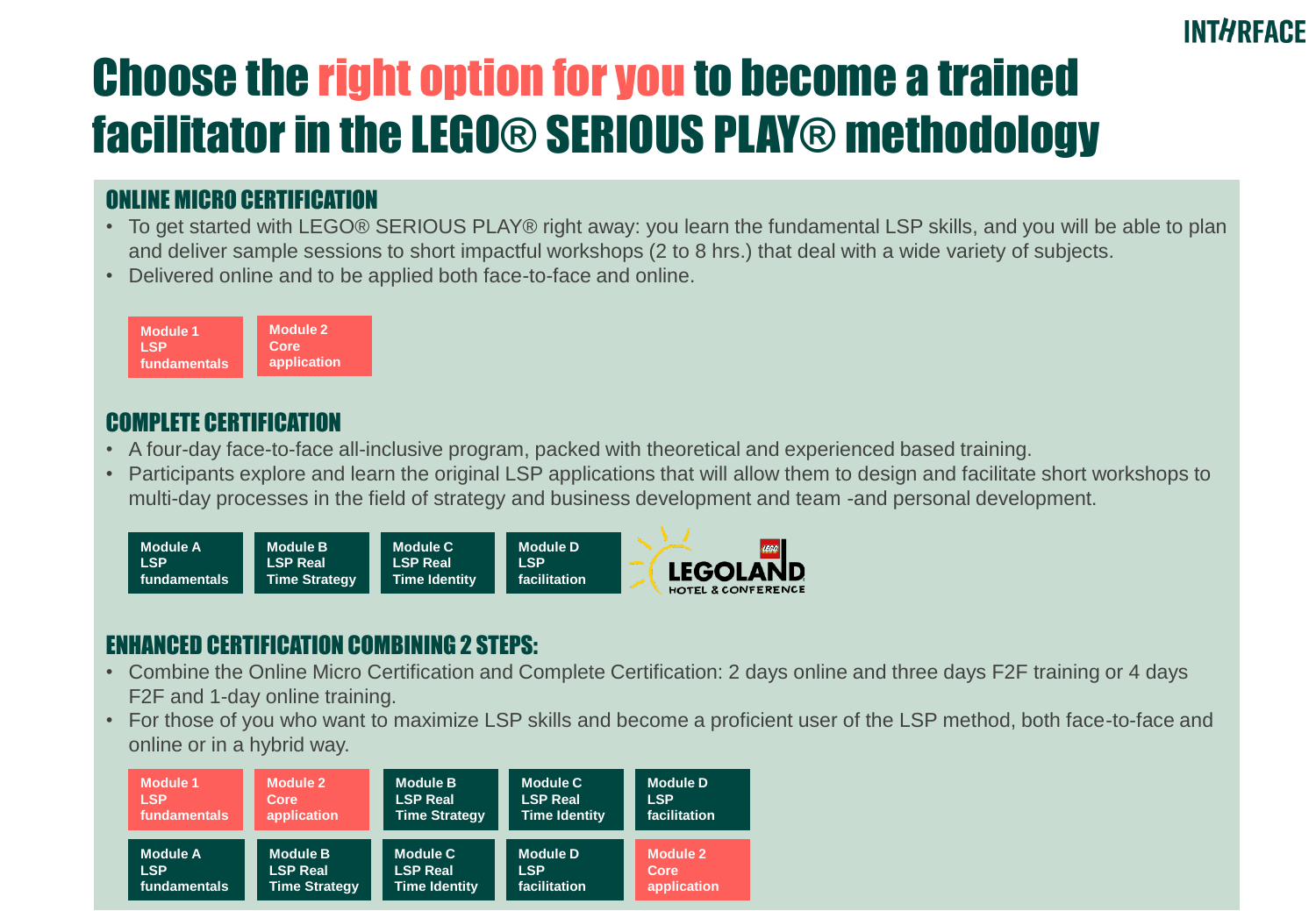# Choose the right option for you to become a trained facilitator in the LEGO® SERIOUS PLAY® methodology

## ONLINE MICRO CERTIFICATION

- To get started with LEGO® SERIOUS PLAY® right away: you learn the fundamental LSP skills, and you will be able to plan and deliver sample sessions to short impactful workshops (2 to 8 hrs.) that deal with a wide variety of subjects.
- Delivered online and to be applied both face-to-face and online.

| | |
|---|---|
| Module 1 LSP fundamentals | Module 2 Core application |

## COMPLETE CERTIFICATION

- A four-day face-to-face all-inclusive program, packed with theoretical and experienced based training.
- Participants explore and learn the original LSP applications that will allow them to design and facilitate short workshops to multi-day processes in the field of strategy and business development and team -and personal development.

| | | | |
|---|---|---|---|
| Module A LSP fundamentals | Module B LSP Real Time Strategy | Module C LSP Real Time Identity | Module D LSP facilitation |

LEGOLAND HOTEL & CONFERENCE

## ENHANCED CERTIFICATION COMBINING 2 STEPS:

- Combine the Online Micro Certification and Complete Certification: 2 days online and three days F2F training or 4 days F2F and 1-day online training.
- For those of you who want to maximize LSP skills and become a proficient user of the LSP method, both face-to-face and online or in a hybrid way.

| | | | | |
|---|---|---|---|---|
| Module 1 LSP fundamentals | Module 2 Core application | Module B LSP Real Time Strategy | Module C LSP Real Time Identity | Module D LSP facilitation |
| Module A LSP fundamentals | Module B LSP Real Time Strategy | Module C LSP Real Time Identity | Module D LSP facilitation | Module 2 Core application |